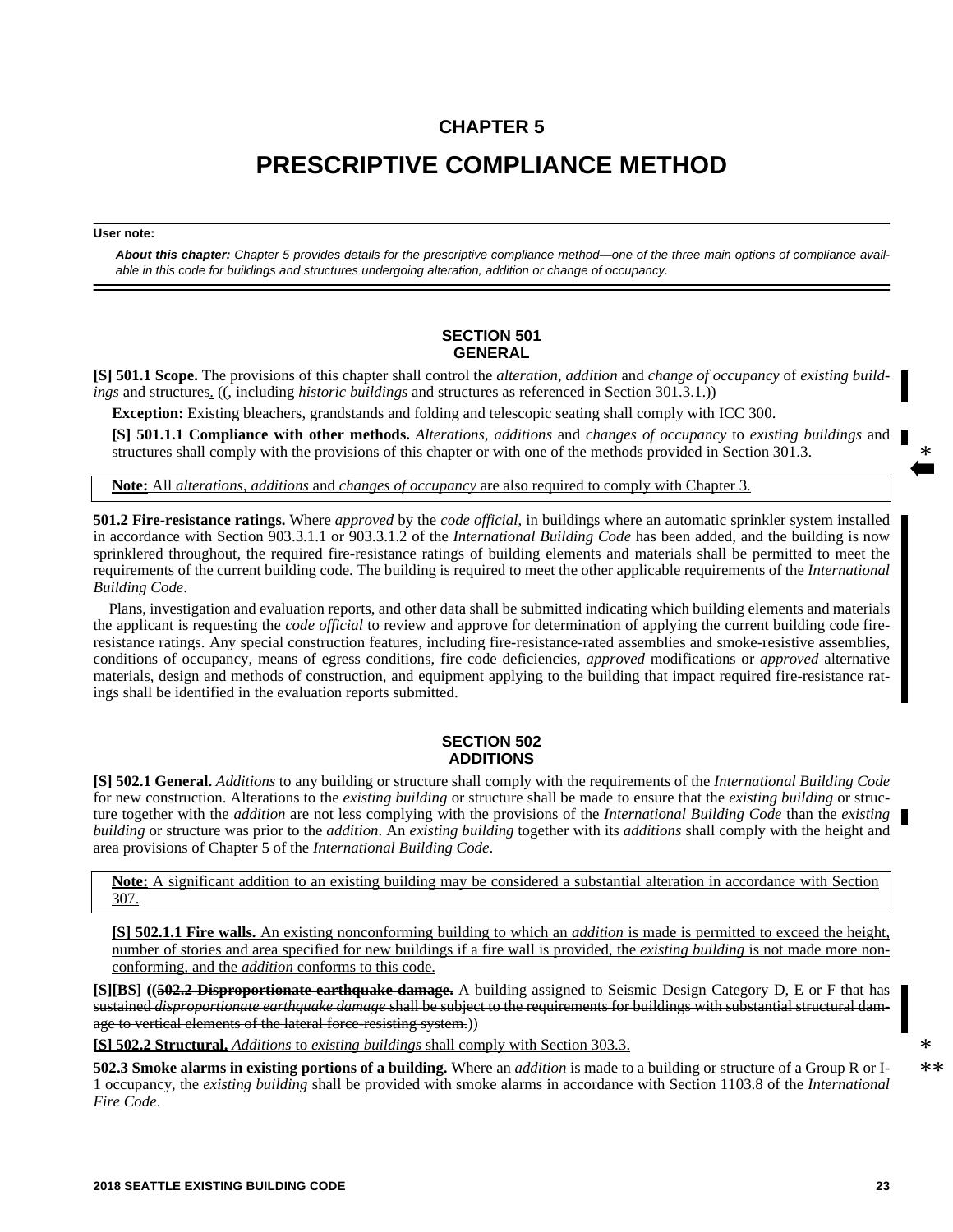# CHAPTER 5

# PRESCRIPTIVE COMPLIANCE METHOD

**User note:**

***About this chapter:*** *Chapter 5 provides details for the prescriptive compliance method—one of the three main options of compliance available in this code for buildings and structures undergoing alteration, addition or change of occupancy.*

## SECTION 501 GENERAL

**[S] 501.1 Scope.** The provisions of this chapter shall control the *alteration*, *addition* and *change of occupancy* of *existing buildings* and structures. ((~~, including~~ ~~*historic buildings*~~ ~~and structures as referenced in Section 301.3.1.~~))

**Exception:** Existing bleachers, grandstands and folding and telescopic seating shall comply with ICC 300.

**[S] 501.1.1 Compliance with other methods.** *Alterations*, *additions* and *changes of occupancy* to *existing buildings* and structures shall comply with the provisions of this chapter or with one of the methods provided in Section 301.3.

**Note:** All *alterations*, *additions* and *changes of occupancy* are also required to comply with Chapter 3.

**501.2 Fire-resistance ratings.** Where *approved* by the *code official*, in buildings where an automatic sprinkler system installed in accordance with Section 903.3.1.1 or 903.3.1.2 of the *International Building Code* has been added, and the building is now sprinklered throughout, the required fire-resistance ratings of building elements and materials shall be permitted to meet the requirements of the current building code. The building is required to meet the other applicable requirements of the *International Building Code*.

Plans, investigation and evaluation reports, and other data shall be submitted indicating which building elements and materials the applicant is requesting the *code official* to review and approve for determination of applying the current building code fire-resistance ratings. Any special construction features, including fire-resistance-rated assemblies and smoke-resistive assemblies, conditions of occupancy, means of egress conditions, fire code deficiencies, *approved* modifications or *approved* alternative materials, design and methods of construction, and equipment applying to the building that impact required fire-resistance ratings shall be identified in the evaluation reports submitted.

## SECTION 502 ADDITIONS

**[S] 502.1 General.** *Additions* to any building or structure shall comply with the requirements of the *International Building Code* for new construction. Alterations to the *existing building* or structure shall be made to ensure that the *existing building* or structure together with the *addition* are not less complying with the provisions of the *International Building Code* than the *existing building* or structure was prior to the *addition*. An *existing building* together with its *additions* shall comply with the height and area provisions of Chapter 5 of the *International Building Code*.

**Note:** A significant addition to an existing building may be considered a substantial alteration in accordance with Section 307.

**[S] 502.1.1 Fire walls.** An existing nonconforming building to which an *addition* is made is permitted to exceed the height, number of stories and area specified for new buildings if a fire wall is provided, the *existing building* is not made more nonconforming, and the *addition* conforms to this code.

**[S][BS]** ((~~**502.2 Disproportionate earthquake damage.**~~ ~~A building assigned to Seismic Design Category D, E or F that has sustained~~ ~~*disproportionate earthquake damage*~~ ~~shall be subject to the requirements for buildings with substantial structural damage to vertical elements of the lateral force-resisting system.~~))

**[S] 502.2 Structural.** *Additions* to *existing buildings* shall comply with Section 303.3.

**502.3 Smoke alarms in existing portions of a building.** Where an *addition* is made to a building or structure of a Group R or I-1 occupancy, the *existing building* shall be provided with smoke alarms in accordance with Section 1103.8 of the *International Fire Code*.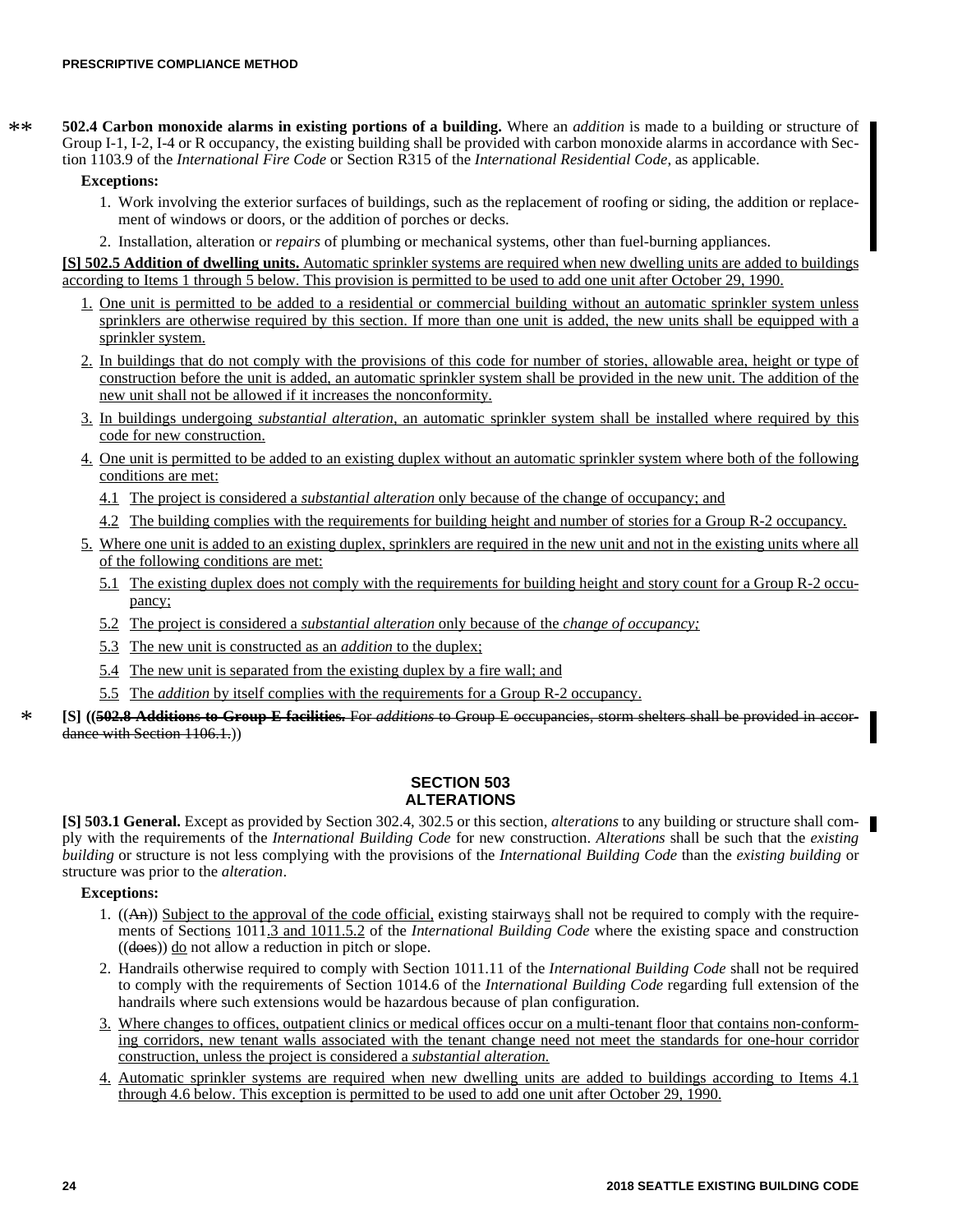**502.4 Carbon monoxide alarms in existing portions of a building.** Where an *addition* is made to a building or structure of Group I-1, I-2, I-4 or R occupancy, the existing building shall be provided with carbon monoxide alarms in accordance with Section 1103.9 of the *International Fire Code* or Section R315 of the *International Residential Code*, as applicable.

**Exceptions:**

1. Work involving the exterior surfaces of buildings, such as the replacement of roofing or siding, the addition or replacement of windows or doors, or the addition of porches or decks.
2. Installation, alteration or *repairs* of plumbing or mechanical systems, other than fuel-burning appliances.

**[S] 502.5 Addition of dwelling units.** Automatic sprinkler systems are required when new dwelling units are added to buildings according to Items 1 through 5 below. This provision is permitted to be used to add one unit after October 29, 1990.

1. One unit is permitted to be added to a residential or commercial building without an automatic sprinkler system unless sprinklers are otherwise required by this section. If more than one unit is added, the new units shall be equipped with a sprinkler system.
2. In buildings that do not comply with the provisions of this code for number of stories, allowable area, height or type of construction before the unit is added, an automatic sprinkler system shall be provided in the new unit. The addition of the new unit shall not be allowed if it increases the nonconformity.
3. In buildings undergoing *substantial alteration*, an automatic sprinkler system shall be installed where required by this code for new construction.
4. One unit is permitted to be added to an existing duplex without an automatic sprinkler system where both of the following conditions are met:
   - 4.1 The project is considered a *substantial alteration* only because of the change of occupancy; and
   - 4.2 The building complies with the requirements for building height and number of stories for a Group R-2 occupancy.
5. Where one unit is added to an existing duplex, sprinklers are required in the new unit and not in the existing units where all of the following conditions are met:
   - 5.1 The existing duplex does not comply with the requirements for building height and story count for a Group R-2 occupancy;
   - 5.2 The project is considered a *substantial alteration* only because of the *change of occupancy;*
   - 5.3 The new unit is constructed as an *addition* to the duplex;
   - 5.4 The new unit is separated from the existing duplex by a fire wall; and
   - 5.5 The *addition* by itself complies with the requirements for a Group R-2 occupancy.

**[S]** ((~~**502.8 Additions to Group E facilities.** For *additions* to Group E occupancies, storm shelters shall be provided in accordance with Section 1106.1.~~))

## SECTION 503 ALTERATIONS

**[S] 503.1 General.** Except as provided by Section 302.4, 302.5 or this section, *alterations* to any building or structure shall comply with the requirements of the *International Building Code* for new construction. *Alterations* shall be such that the *existing building* or structure is not less complying with the provisions of the *International Building Code* than the *existing building* or structure was prior to the *alteration*.

**Exceptions:**

1. ((~~An~~)) Subject to the approval of the code official, existing stairways shall not be required to comply with the requirements of Sections 1011.3 and 1011.5.2 of the *International Building Code* where the existing space and construction ((~~does~~)) do not allow a reduction in pitch or slope.
2. Handrails otherwise required to comply with Section 1011.11 of the *International Building Code* shall not be required to comply with the requirements of Section 1014.6 of the *International Building Code* regarding full extension of the handrails where such extensions would be hazardous because of plan configuration.
3. Where changes to offices, outpatient clinics or medical offices occur on a multi-tenant floor that contains non-conforming corridors, new tenant walls associated with the tenant change need not meet the standards for one-hour corridor construction, unless the project is considered a *substantial alteration.*
4. Automatic sprinkler systems are required when new dwelling units are added to buildings according to Items 4.1 through 4.6 below. This exception is permitted to be used to add one unit after October 29, 1990.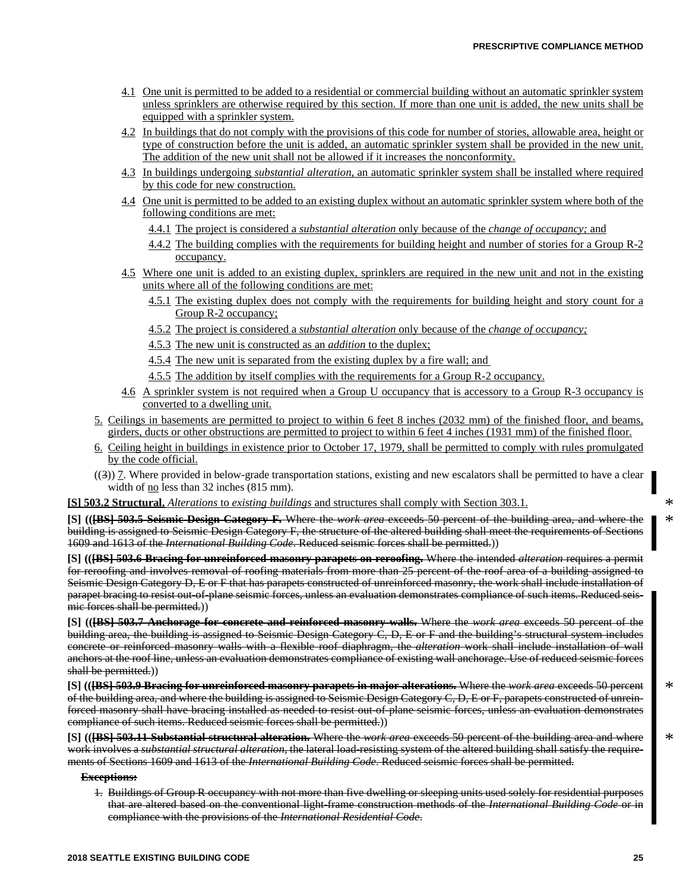4.1 One unit is permitted to be added to a residential or commercial building without an automatic sprinkler system unless sprinklers are otherwise required by this section. If more than one unit is added, the new units shall be equipped with a sprinkler system.

4.2 In buildings that do not comply with the provisions of this code for number of stories, allowable area, height or type of construction before the unit is added, an automatic sprinkler system shall be provided in the new unit. The addition of the new unit shall not be allowed if it increases the nonconformity.

4.3 In buildings undergoing *substantial alteration*, an automatic sprinkler system shall be installed where required by this code for new construction.

4.4 One unit is permitted to be added to an existing duplex without an automatic sprinkler system where both of the following conditions are met:

4.4.1 The project is considered a *substantial alteration* only because of the *change of occupancy;* and

4.4.2 The building complies with the requirements for building height and number of stories for a Group R-2 occupancy.

4.5 Where one unit is added to an existing duplex, sprinklers are required in the new unit and not in the existing units where all of the following conditions are met:

4.5.1 The existing duplex does not comply with the requirements for building height and story count for a Group R-2 occupancy;

4.5.2 The project is considered a *substantial alteration* only because of the *change of occupancy;*

4.5.3 The new unit is constructed as an *addition* to the duplex;

4.5.4 The new unit is separated from the existing duplex by a fire wall; and

4.5.5 The addition by itself complies with the requirements for a Group R-2 occupancy.

4.6 A sprinkler system is not required when a Group U occupancy that is accessory to a Group R-3 occupancy is converted to a dwelling unit.

5. Ceilings in basements are permitted to project to within 6 feet 8 inches (2032 mm) of the finished floor, and beams, girders, ducts or other obstructions are permitted to project to within 6 feet 4 inches (1931 mm) of the finished floor.

6. Ceiling height in buildings in existence prior to October 17, 1979, shall be permitted to comply with rules promulgated by the code official.

((~~3~~)) 7. Where provided in below-grade transportation stations, existing and new escalators shall be permitted to have a clear width of no less than 32 inches (815 mm).

**[S] 503.2 Structural.** *Alterations* to *existing buildings* and structures shall comply with Section 303.1. *

**[S] ((~~[BS] 503.5 Seismic Design Category F.~~** ~~Where the *work area* exceeds 50 percent of the building area, and where the building is assigned to Seismic Design Category F, the structure of the altered building shall meet the requirements of Sections 1609 and 1613 of the *International Building Code*. Reduced seismic forces shall be permitted.~~)) *

**[S] ((~~[BS] 503.6 Bracing for unreinforced masonry parapets on reroofing.~~** ~~Where the intended *alteration* requires a permit for reroofing and involves removal of roofing materials from more than 25 percent of the roof area of a building assigned to Seismic Design Category D, E or F that has parapets constructed of unreinforced masonry, the work shall include installation of parapet bracing to resist out-of-plane seismic forces, unless an evaluation demonstrates compliance of such items. Reduced seismic forces shall be permitted.~~))

**[S] ((~~[BS] 503.7 Anchorage for concrete and reinforced masonry walls.~~** ~~Where the *work area* exceeds 50 percent of the building area, the building is assigned to Seismic Design Category C, D, E or F and the building's structural system includes concrete or reinforced masonry walls with a flexible roof diaphragm, the *alteration* work shall include installation of wall anchors at the roof line, unless an evaluation demonstrates compliance of existing wall anchorage. Use of reduced seismic forces shall be permitted.~~))

**[S] ((~~[BS] 503.9 Bracing for unreinforced masonry parapets in major alterations.~~** ~~Where the *work area* exceeds 50 percent of the building area, and where the building is assigned to Seismic Design Category C, D, E or F, parapets constructed of unreinforced masonry shall have bracing installed as needed to resist out-of-plane seismic forces, unless an evaluation demonstrates compliance of such items. Reduced seismic forces shall be permitted.~~)) *

**[S] ((~~[BS] 503.11 Substantial structural alteration.~~** ~~Where the *work area* exceeds 50 percent of the building area and where work involves a *substantial structural alteration*, the lateral load-resisting system of the altered building shall satisfy the requirements of Sections 1609 and 1613 of the *International Building Code*. Reduced seismic forces shall be permitted.~~ *

~~**Exceptions:**~~

1. ~~Buildings of Group R occupancy with not more than five dwelling or sleeping units used solely for residential purposes that are altered based on the conventional light-frame construction methods of the *International Building Code* or in compliance with the provisions of the *International Residential Code*.~~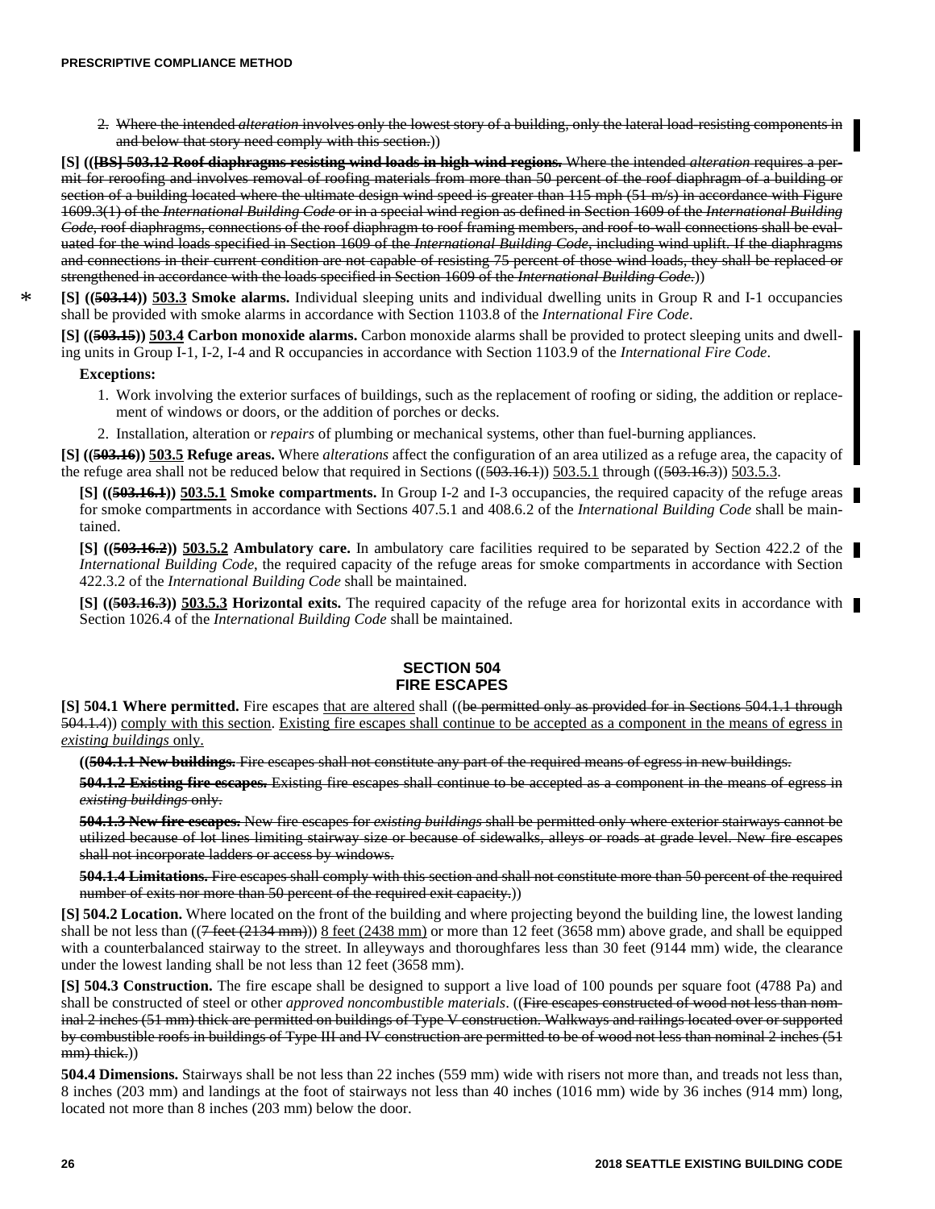2. ~~Where the intended *alteration* involves only the lowest story of a building, only the lateral load-resisting components in and below that story need comply with this section.~~))

**[S] ((~~[BS] 503.12 Roof diaphragms resisting wind loads in high-wind regions.~~** ~~Where the intended *alteration* requires a permit for reroofing and involves removal of roofing materials from more than 50 percent of the roof diaphragm of a building or section of a building located where the ultimate design wind speed is greater than 115 mph (51 m/s) in accordance with Figure 1609.3(1) of the *International Building Code* or in a special wind region as defined in Section 1609 of the *International Building Code*, roof diaphragms, connections of the roof diaphragm to roof framing members, and roof-to-wall connections shall be evaluated for the wind loads specified in Section 1609 of the *International Building Code*, including wind uplift. If the diaphragms and connections in their current condition are not capable of resisting 75 percent of those wind loads, they shall be replaced or strengthened in accordance with the loads specified in Section 1609 of the *International Building Code*.~~))

\* **[S] ((~~503.14~~)) <u>503.3</u> Smoke alarms.** Individual sleeping units and individual dwelling units in Group R and I-1 occupancies shall be provided with smoke alarms in accordance with Section 1103.8 of the *International Fire Code*.

**[S] ((~~503.15~~)) <u>503.4</u> Carbon monoxide alarms.** Carbon monoxide alarms shall be provided to protect sleeping units and dwelling units in Group I-1, I-2, I-4 and R occupancies in accordance with Section 1103.9 of the *International Fire Code*.

**Exceptions:**

1. Work involving the exterior surfaces of buildings, such as the replacement of roofing or siding, the addition or replacement of windows or doors, or the addition of porches or decks.
2. Installation, alteration or *repairs* of plumbing or mechanical systems, other than fuel-burning appliances.

**[S] ((~~503.16~~)) <u>503.5</u> Refuge areas.** Where *alterations* affect the configuration of an area utilized as a refuge area, the capacity of the refuge area shall not be reduced below that required in Sections ((~~503.16.1~~)) <u>503.5.1</u> through ((~~503.16.3~~)) <u>503.5.3</u>.

**[S] ((~~503.16.1~~)) <u>503.5.1</u> Smoke compartments.** In Group I-2 and I-3 occupancies, the required capacity of the refuge areas for smoke compartments in accordance with Sections 407.5.1 and 408.6.2 of the *International Building Code* shall be maintained.

**[S] ((~~503.16.2~~)) <u>503.5.2</u> Ambulatory care.** In ambulatory care facilities required to be separated by Section 422.2 of the *International Building Code*, the required capacity of the refuge areas for smoke compartments in accordance with Section 422.3.2 of the *International Building Code* shall be maintained.

**[S] ((~~503.16.3~~)) <u>503.5.3</u> Horizontal exits.** The required capacity of the refuge area for horizontal exits in accordance with Section 1026.4 of the *International Building Code* shall be maintained.

## SECTION 504
## FIRE ESCAPES

**[S] 504.1 Where permitted.** Fire escapes <u>that are altered</u> shall ((~~be permitted only as provided for in Sections 504.1.1 through 504.1.4~~)) <u>comply with this section</u>. <u>Existing fire escapes shall continue to be accepted as a component in the means of egress in *existing buildings* only.</u>

((~~**504.1.1 New buildings.** Fire escapes shall not constitute any part of the required means of egress in new buildings.~~

~~**504.1.2 Existing fire escapes.** Existing fire escapes shall continue to be accepted as a component in the means of egress in *existing buildings* only.~~

~~**504.1.3 New fire escapes.** New fire escapes for *existing buildings* shall be permitted only where exterior stairways cannot be utilized because of lot lines limiting stairway size or because of sidewalks, alleys or roads at grade level. New fire escapes shall not incorporate ladders or access by windows.~~

~~**504.1.4 Limitations.** Fire escapes shall comply with this section and shall not constitute more than 50 percent of the required number of exits nor more than 50 percent of the required exit capacity.~~))

**[S] 504.2 Location.** Where located on the front of the building and where projecting beyond the building line, the lowest landing shall be not less than ((~~7 feet (2134 mm)~~)) <u>8 feet (2438 mm)</u> or more than 12 feet (3658 mm) above grade, and shall be equipped with a counterbalanced stairway to the street. In alleyways and thoroughfares less than 30 feet (9144 mm) wide, the clearance under the lowest landing shall be not less than 12 feet (3658 mm).

**[S] 504.3 Construction.** The fire escape shall be designed to support a live load of 100 pounds per square foot (4788 Pa) and shall be constructed of steel or other *approved noncombustible materials*. ((~~Fire escapes constructed of wood not less than nominal 2 inches (51 mm) thick are permitted on buildings of Type V construction. Walkways and railings located over or supported by combustible roofs in buildings of Type III and IV construction are permitted to be of wood not less than nominal 2 inches (51 mm) thick.~~))

**504.4 Dimensions.** Stairways shall be not less than 22 inches (559 mm) wide with risers not more than, and treads not less than, 8 inches (203 mm) and landings at the foot of stairways not less than 40 inches (1016 mm) wide by 36 inches (914 mm) long, located not more than 8 inches (203 mm) below the door.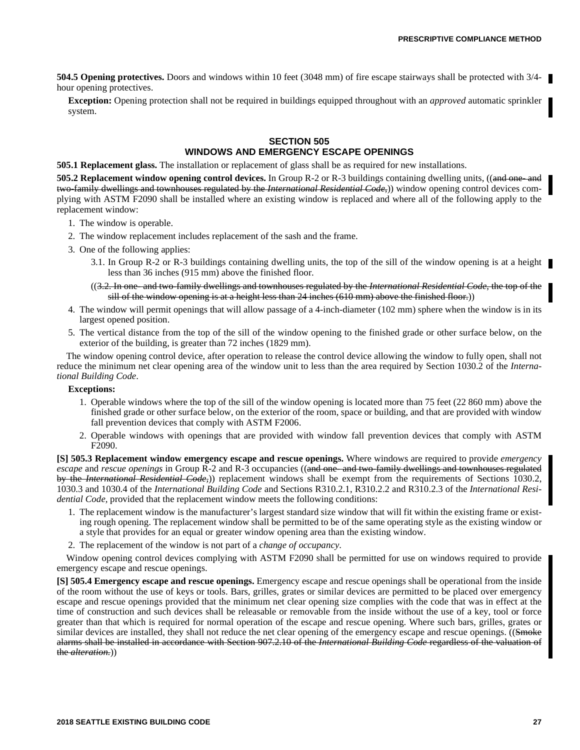**504.5 Opening protectives.** Doors and windows within 10 feet (3048 mm) of fire escape stairways shall be protected with 3/4-hour opening protectives.

**Exception:** Opening protection shall not be required in buildings equipped throughout with an *approved* automatic sprinkler system.

## SECTION 505
## WINDOWS AND EMERGENCY ESCAPE OPENINGS

**505.1 Replacement glass.** The installation or replacement of glass shall be as required for new installations.

**505.2 Replacement window opening control devices.** In Group R-2 or R-3 buildings containing dwelling units, ((~~and one- and two-family dwellings and townhouses regulated by the *International Residential Code*,~~)) window opening control devices complying with ASTM F2090 shall be installed where an existing window is replaced and where all of the following apply to the replacement window:

1. The window is operable.
2. The window replacement includes replacement of the sash and the frame.
3. One of the following applies:
   - 3.1. In Group R-2 or R-3 buildings containing dwelling units, the top of the sill of the window opening is at a height less than 36 inches (915 mm) above the finished floor.
   - ((~~3.2. In one- and two-family dwellings and townhouses regulated by the *International Residential Code*, the top of the sill of the window opening is at a height less than 24 inches (610 mm) above the finished floor.~~))
4. The window will permit openings that will allow passage of a 4-inch-diameter (102 mm) sphere when the window is in its largest opened position.
5. The vertical distance from the top of the sill of the window opening to the finished grade or other surface below, on the exterior of the building, is greater than 72 inches (1829 mm).

The window opening control device, after operation to release the control device allowing the window to fully open, shall not reduce the minimum net clear opening area of the window unit to less than the area required by Section 1030.2 of the *International Building Code*.

**Exceptions:**

1. Operable windows where the top of the sill of the window opening is located more than 75 feet (22 860 mm) above the finished grade or other surface below, on the exterior of the room, space or building, and that are provided with window fall prevention devices that comply with ASTM F2006.
2. Operable windows with openings that are provided with window fall prevention devices that comply with ASTM F2090.

**[S] 505.3 Replacement window emergency escape and rescue openings.** Where windows are required to provide *emergency escape* and *rescue openings* in Group R-2 and R-3 occupancies ((~~and one- and two-family dwellings and townhouses regulated by the *International Residential Code*,~~)) replacement windows shall be exempt from the requirements of Sections 1030.2, 1030.3 and 1030.4 of the *International Building Code* and Sections R310.2.1, R310.2.2 and R310.2.3 of the *International Residential Code*, provided that the replacement window meets the following conditions:

1. The replacement window is the manufacturer's largest standard size window that will fit within the existing frame or existing rough opening. The replacement window shall be permitted to be of the same operating style as the existing window or a style that provides for an equal or greater window opening area than the existing window.
2. The replacement of the window is not part of a *change of occupancy*.

Window opening control devices complying with ASTM F2090 shall be permitted for use on windows required to provide emergency escape and rescue openings.

**[S] 505.4 Emergency escape and rescue openings.** Emergency escape and rescue openings shall be operational from the inside of the room without the use of keys or tools. Bars, grilles, grates or similar devices are permitted to be placed over emergency escape and rescue openings provided that the minimum net clear opening size complies with the code that was in effect at the time of construction and such devices shall be releasable or removable from the inside without the use of a key, tool or force greater than that which is required for normal operation of the escape and rescue opening. Where such bars, grilles, grates or similar devices are installed, they shall not reduce the net clear opening of the emergency escape and rescue openings. ((~~Smoke alarms shall be installed in accordance with Section 907.2.10 of the *International Building Code* regardless of the valuation of the *alteration*.~~))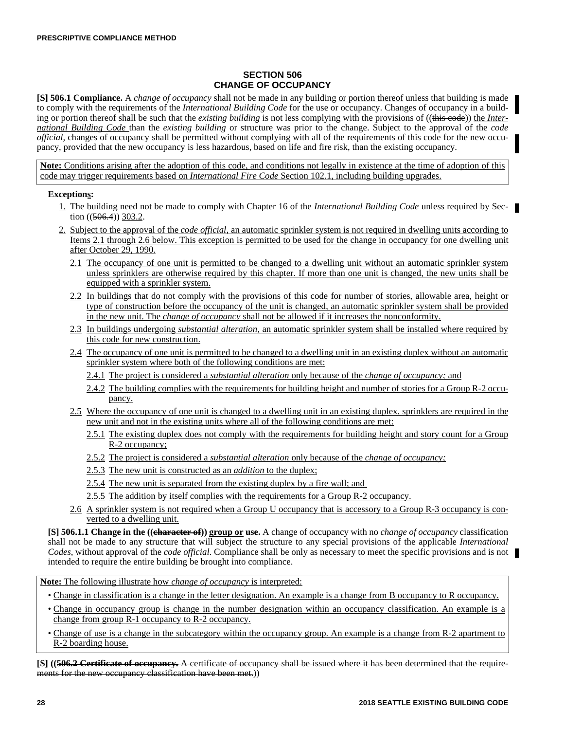## SECTION 506 CHANGE OF OCCUPANCY

**[S] 506.1 Compliance.** A *change of occupancy* shall not be made in any building or portion thereof unless that building is made to comply with the requirements of the *International Building Code* for the use or occupancy. Changes of occupancy in a building or portion thereof shall be such that the *existing building* is not less complying with the provisions of ((~~this code~~)) the *International Building Code* than the *existing building* or structure was prior to the change. Subject to the approval of the *code official,* changes of occupancy shall be permitted without complying with all of the requirements of this code for the new occupancy, provided that the new occupancy is less hazardous, based on life and fire risk, than the existing occupancy.

> **Note:** Conditions arising after the adoption of this code, and conditions not legally in existence at the time of adoption of this code may trigger requirements based on *International Fire Code* Section 102.1, including building upgrades.

**Exceptions:**

1. The building need not be made to comply with Chapter 16 of the *International Building Code* unless required by Section ((~~506.4~~)) 303.2.
2. Subject to the approval of the *code official*, an automatic sprinkler system is not required in dwelling units according to Items 2.1 through 2.6 below. This exception is permitted to be used for the change in occupancy for one dwelling unit after October 29, 1990.
   - 2.1 The occupancy of one unit is permitted to be changed to a dwelling unit without an automatic sprinkler system unless sprinklers are otherwise required by this chapter. If more than one unit is changed, the new units shall be equipped with a sprinkler system.
   - 2.2 In buildings that do not comply with the provisions of this code for number of stories, allowable area, height or type of construction before the occupancy of the unit is changed, an automatic sprinkler system shall be provided in the new unit. The *change of occupancy* shall not be allowed if it increases the nonconformity.
   - 2.3 In buildings undergoing *substantial alteration*, an automatic sprinkler system shall be installed where required by this code for new construction.
   - 2.4 The occupancy of one unit is permitted to be changed to a dwelling unit in an existing duplex without an automatic sprinkler system where both of the following conditions are met:
     - 2.4.1 The project is considered a *substantial alteration* only because of the *change of occupancy;* and
     - 2.4.2 The building complies with the requirements for building height and number of stories for a Group R-2 occupancy.
   - 2.5 Where the occupancy of one unit is changed to a dwelling unit in an existing duplex, sprinklers are required in the new unit and not in the existing units where all of the following conditions are met:
     - 2.5.1 The existing duplex does not comply with the requirements for building height and story count for a Group R-2 occupancy;
     - 2.5.2 The project is considered a *substantial alteration* only because of the *change of occupancy;*
     - 2.5.3 The new unit is constructed as an *addition* to the duplex;
     - 2.5.4 The new unit is separated from the existing duplex by a fire wall; and
     - 2.5.5 The addition by itself complies with the requirements for a Group R-2 occupancy.
   - 2.6 A sprinkler system is not required when a Group U occupancy that is accessory to a Group R-3 occupancy is converted to a dwelling unit.

**[S] 506.1.1 Change in the ((~~character of~~)) group or use.** A change of occupancy with no *change of occupancy* classification shall not be made to any structure that will subject the structure to any special provisions of the applicable *International Codes*, without approval of the *code official*. Compliance shall be only as necessary to meet the specific provisions and is not intended to require the entire building be brought into compliance.

> **Note:** The following illustrate how *change of occupancy* is interpreted:
>
> - Change in classification is a change in the letter designation. An example is a change from B occupancy to R occupancy.
> - Change in occupancy group is change in the number designation within an occupancy classification. An example is a change from group R-1 occupancy to R-2 occupancy.
> - Change of use is a change in the subcategory within the occupancy group. An example is a change from R-2 apartment to R-2 boarding house.

**[S]** ((~~**506.2 Certificate of occupancy.** A certificate of occupancy shall be issued where it has been determined that the requirements for the new occupancy classification have been met.~~))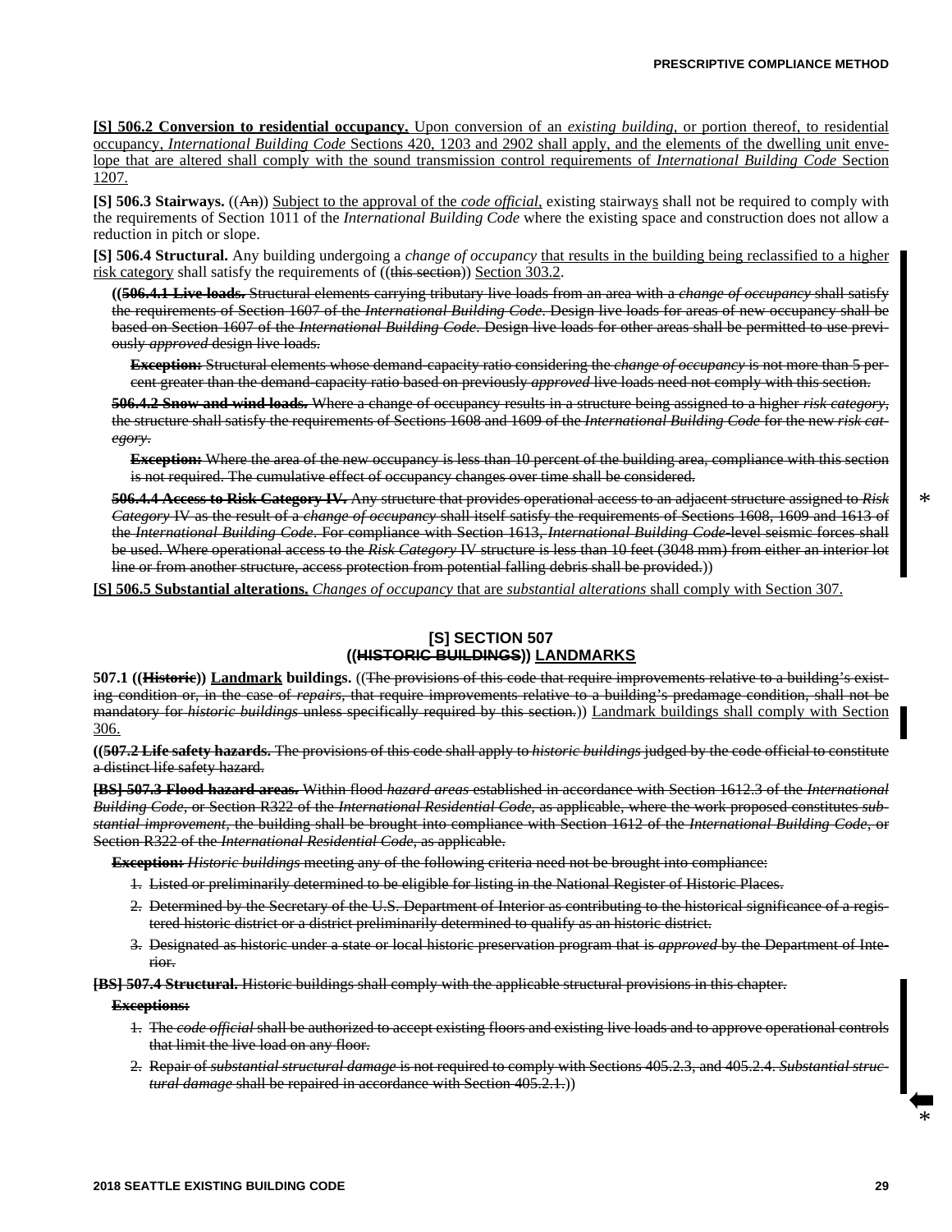**[S] 506.2 Conversion to residential occupancy.** Upon conversion of an *existing building*, or portion thereof, to residential occupancy, *International Building Code* Sections 420, 1203 and 2902 shall apply, and the elements of the dwelling unit envelope that are altered shall comply with the sound transmission control requirements of *International Building Code* Section 1207.

**[S] 506.3 Stairways.** ((~~An~~)) Subject to the approval of the *code official*, existing stairways shall not be required to comply with the requirements of Section 1011 of the *International Building Code* where the existing space and construction does not allow a reduction in pitch or slope.

**[S] 506.4 Structural.** Any building undergoing a *change of occupancy* that results in the building being reclassified to a higher risk category shall satisfy the requirements of ((~~this section~~)) Section 303.2.

((~~**506.4.1 Live loads.** Structural elements carrying tributary live loads from an area with a *change of occupancy* shall satisfy the requirements of Section 1607 of the *International Building Code*. Design live loads for areas of new occupancy shall be based on Section 1607 of the *International Building Code*. Design live loads for other areas shall be permitted to use previously *approved* design live loads.~~

~~**Exception:** Structural elements whose demand-capacity ratio considering the *change of occupancy* is not more than 5 percent greater than the demand-capacity ratio based on previously *approved* live loads need not comply with this section.~~

~~**506.4.2 Snow and wind loads.** Where a change of occupancy results in a structure being assigned to a higher *risk category*, the structure shall satisfy the requirements of Sections 1608 and 1609 of the *International Building Code* for the new *risk category*.~~

~~**Exception:** Where the area of the new occupancy is less than 10 percent of the building area, compliance with this section is not required. The cumulative effect of occupancy changes over time shall be considered.~~

~~**506.4.4 Access to Risk Category IV.** Any structure that provides operational access to an adjacent structure assigned to *Risk Category* IV as the result of a *change of occupancy* shall itself satisfy the requirements of Sections 1608, 1609 and 1613 of the *International Building Code*. For compliance with Section 1613, *International Building Code*-level seismic forces shall be used. Where operational access to the *Risk Category* IV structure is less than 10 feet (3048 mm) from either an interior lot line or from another structure, access protection from potential falling debris shall be provided.~~))

**[S] 506.5 Substantial alterations.** *Changes of occupancy* that are *substantial alterations* shall comply with Section 307.

## [S] SECTION 507
## ((~~HISTORIC BUILDINGS~~)) LANDMARKS

**507.1 ((~~Historic~~)) Landmark buildings.** ((~~The provisions of this code that require improvements relative to a building's existing condition or, in the case of *repairs*, that require improvements relative to a building's predamage condition, shall not be mandatory for *historic buildings* unless specifically required by this section.~~)) Landmark buildings shall comply with Section 306.

((~~**507.2 Life safety hazards.** The provisions of this code shall apply to *historic buildings* judged by the code official to constitute a distinct life safety hazard.~~

~~**[BS] 507.3 Flood hazard areas.** Within flood *hazard areas* established in accordance with Section 1612.3 of the *International Building Code*, or Section R322 of the *International Residential Code*, as applicable, where the work proposed constitutes *substantial improvement*, the building shall be brought into compliance with Section 1612 of the *International Building Code*, or Section R322 of the *International Residential Code*, as applicable.~~

~~**Exception:** *Historic buildings* meeting any of the following criteria need not be brought into compliance:~~

1. ~~Listed or preliminarily determined to be eligible for listing in the National Register of Historic Places.~~
2. ~~Determined by the Secretary of the U.S. Department of Interior as contributing to the historical significance of a registered historic district or a district preliminarily determined to qualify as an historic district.~~
3. ~~Designated as historic under a state or local historic preservation program that is *approved* by the Department of Interior.~~

~~**[BS] 507.4 Structural.** Historic buildings shall comply with the applicable structural provisions in this chapter.~~

~~**Exceptions:**~~

1. ~~The *code official* shall be authorized to accept existing floors and existing live loads and to approve operational controls that limit the live load on any floor.~~
2. ~~Repair of *substantial structural damage* is not required to comply with Sections 405.2.3, and 405.2.4. *Substantial structural damage* shall be repaired in accordance with Section 405.2.1.~~))